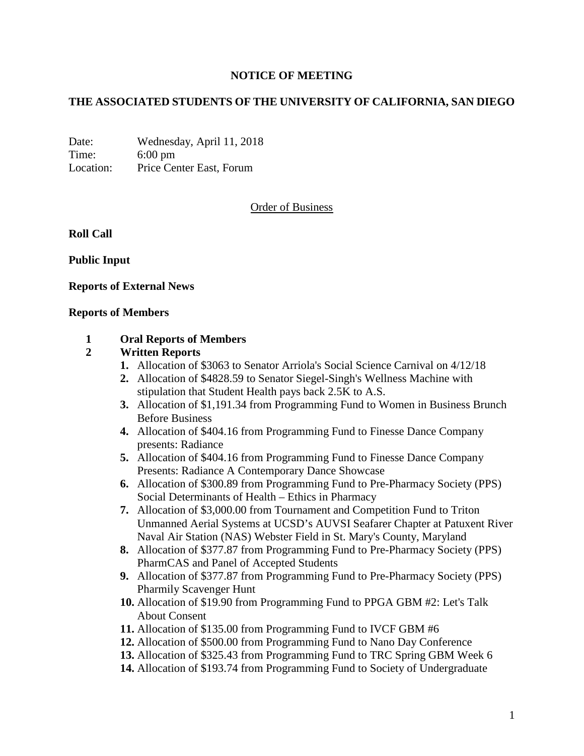**NOTICE OF MEETING**

**THE ASSOCIATED STUDENTS OF THE UNIVERSITY OF CALIFORNIA, SAN DIEGO**

Date: Wednesday, April 11, 2018
Time: 6:00 pm
Location: Price Center East, Forum

Order of Business

**Roll Call**

**Public Input**

**Reports of External News**

**Reports of Members**

1 **Oral Reports of Members**

2 **Written Reports**

1. Allocation of $3063 to Senator Arriola's Social Science Carnival on 4/12/18
2. Allocation of $4828.59 to Senator Siegel-Singh's Wellness Machine with stipulation that Student Health pays back 2.5K to A.S.
3. Allocation of $1,191.34 from Programming Fund to Women in Business Brunch Before Business
4. Allocation of $404.16 from Programming Fund to Finesse Dance Company presents: Radiance
5. Allocation of $404.16 from Programming Fund to Finesse Dance Company Presents: Radiance A Contemporary Dance Showcase
6. Allocation of $300.89 from Programming Fund to Pre-Pharmacy Society (PPS) Social Determinants of Health – Ethics in Pharmacy
7. Allocation of $3,000.00 from Tournament and Competition Fund to Triton Unmanned Aerial Systems at UCSD's AUVSI Seafarer Chapter at Patuxent River Naval Air Station (NAS) Webster Field in St. Mary's County, Maryland
8. Allocation of $377.87 from Programming Fund to Pre-Pharmacy Society (PPS) PharmCAS and Panel of Accepted Students
9. Allocation of $377.87 from Programming Fund to Pre-Pharmacy Society (PPS) Pharmily Scavenger Hunt
10. Allocation of $19.90 from Programming Fund to PPGA GBM #2: Let's Talk About Consent
11. Allocation of $135.00 from Programming Fund to IVCF GBM #6
12. Allocation of $500.00 from Programming Fund to Nano Day Conference
13. Allocation of $325.43 from Programming Fund to TRC Spring GBM Week 6
14. Allocation of $193.74 from Programming Fund to Society of Undergraduate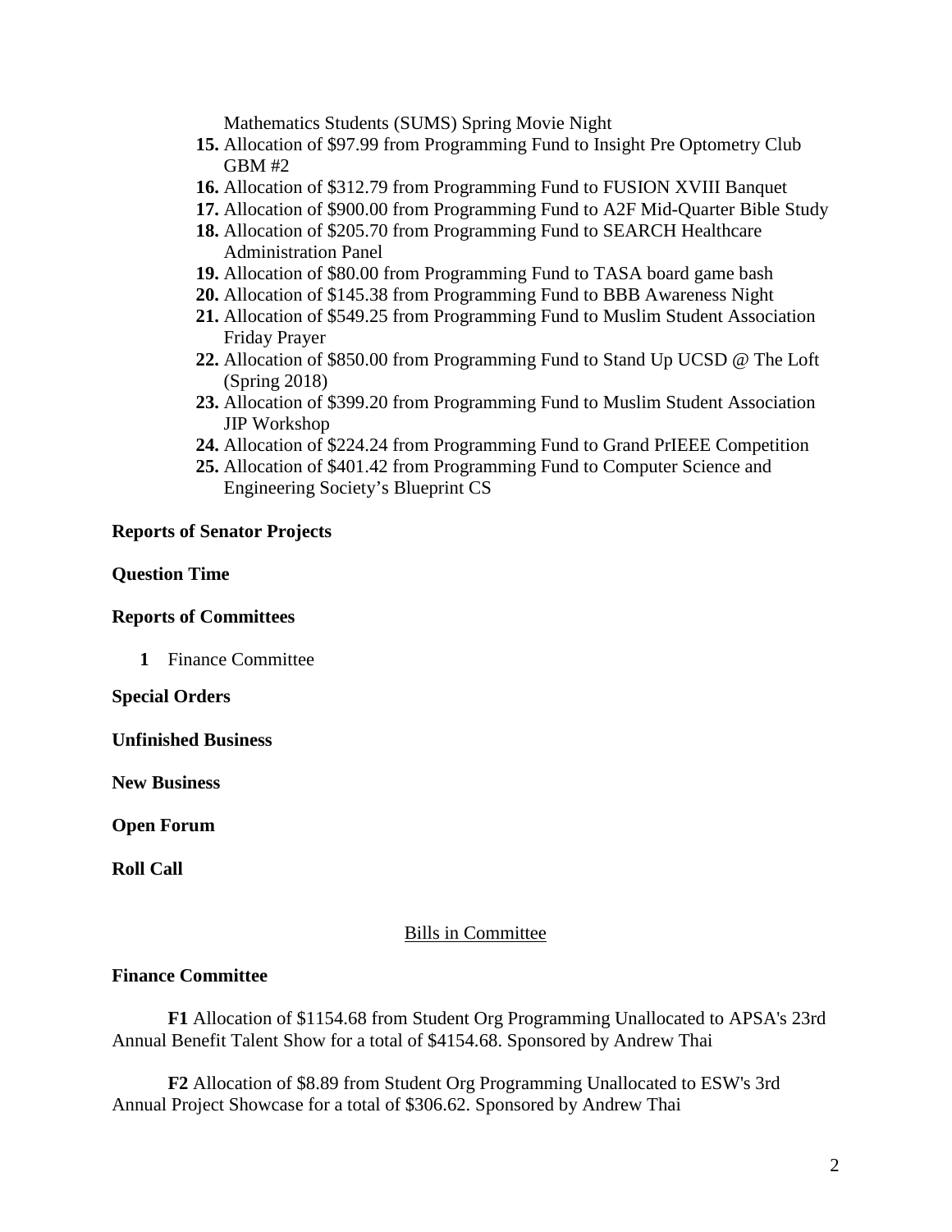Mathematics Students (SUMS) Spring Movie Night

15. Allocation of $97.99 from Programming Fund to Insight Pre Optometry Club GBM #2
16. Allocation of $312.79 from Programming Fund to FUSION XVIII Banquet
17. Allocation of $900.00 from Programming Fund to A2F Mid-Quarter Bible Study
18. Allocation of $205.70 from Programming Fund to SEARCH Healthcare Administration Panel
19. Allocation of $80.00 from Programming Fund to TASA board game bash
20. Allocation of $145.38 from Programming Fund to BBB Awareness Night
21. Allocation of $549.25 from Programming Fund to Muslim Student Association Friday Prayer
22. Allocation of $850.00 from Programming Fund to Stand Up UCSD @ The Loft (Spring 2018)
23. Allocation of $399.20 from Programming Fund to Muslim Student Association JIP Workshop
24. Allocation of $224.24 from Programming Fund to Grand PrIEEE Competition
25. Allocation of $401.42 from Programming Fund to Computer Science and Engineering Society's Blueprint CS

**Reports of Senator Projects**

**Question Time**

**Reports of Committees**

1. Finance Committee

**Special Orders**

**Unfinished Business**

**New Business**

**Open Forum**

**Roll Call**

## Bills in Committee

**Finance Committee**

**F1** Allocation of $1154.68 from Student Org Programming Unallocated to APSA's 23rd Annual Benefit Talent Show for a total of $4154.68. Sponsored by Andrew Thai

**F2** Allocation of $8.89 from Student Org Programming Unallocated to ESW's 3rd Annual Project Showcase for a total of $306.62. Sponsored by Andrew Thai